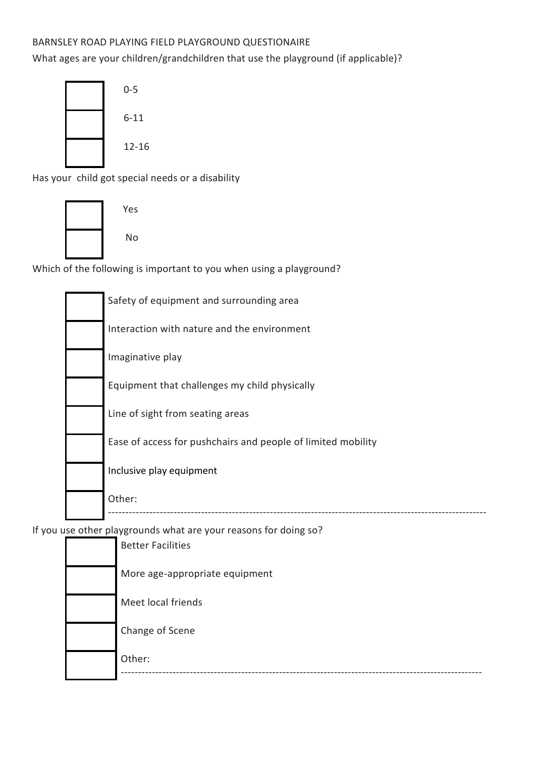BARNSLEY ROAD PLAYING FIELD PLAYGROUND QUESTIONAIRE

What ages are your children/grandchildren that use the playground (if applicable)?

- [ ] 0-5
- [ ] 6-11
- [ ] 12-16

Has your  child got special needs or a disability

- [ ] Yes
- [ ] No

Which of the following is important to you when using a playground?

- [ ] Safety of equipment and surrounding area
- [ ] Interaction with nature and the environment
- [ ] Imaginative play
- [ ] Equipment that challenges my child physically
- [ ] Line of sight from seating areas
- [ ] Ease of access for pushchairs and people of limited mobility
- [ ] Inclusive play equipment
- [ ] Other: ------------------------------------------------------------------------------------------------------------

If you use other playgrounds what are your reasons for doing so?

- [ ] Better Facilities
- [ ] More age-appropriate equipment
- [ ] Meet local friends
- [ ] Change of Scene
- [ ] Other: ------------------------------------------------------------------------------------------------------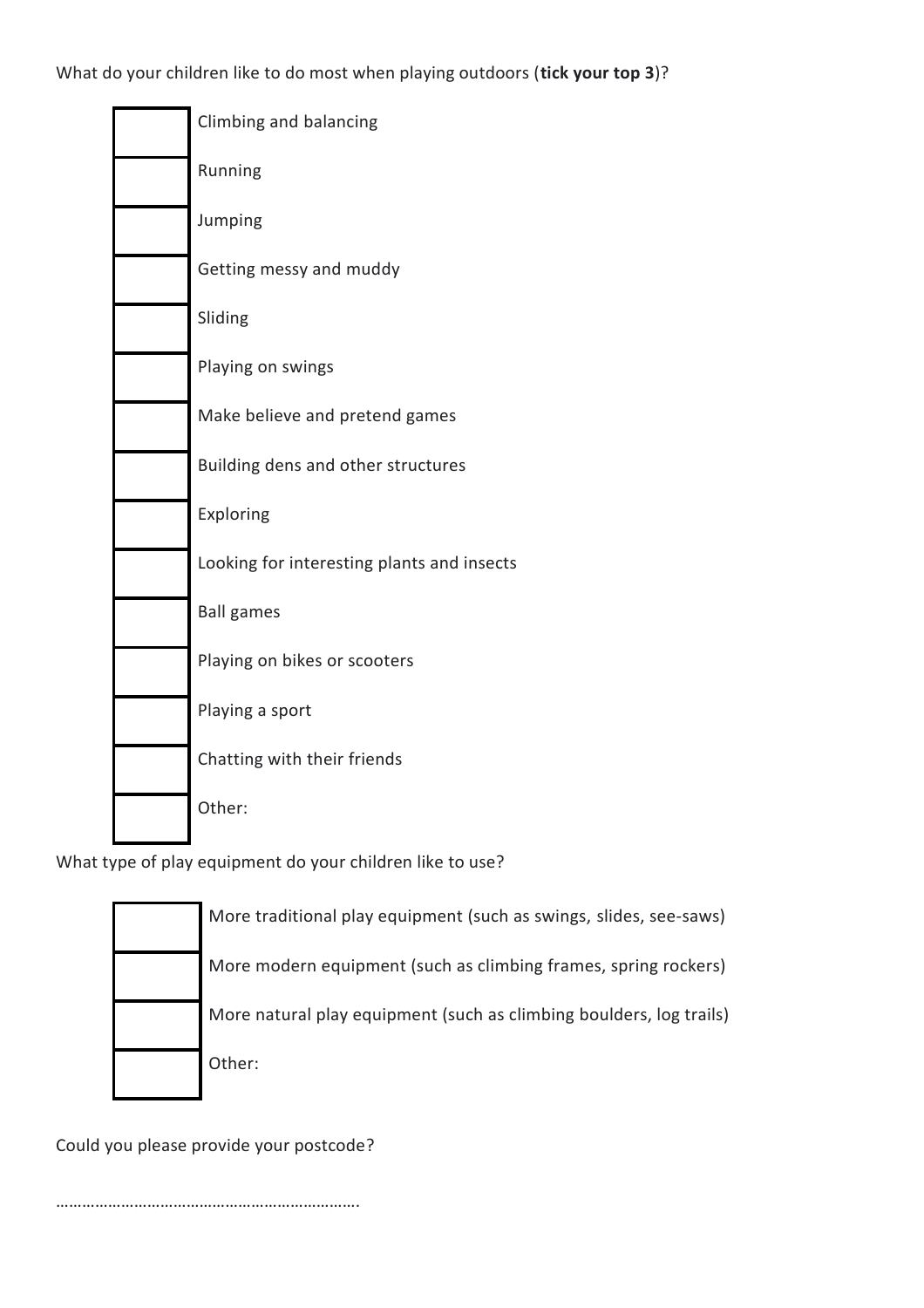What do your children like to do most when playing outdoors (**tick your top 3**)?

- [ ] Climbing and balancing
- [ ] Running
- [ ] Jumping
- [ ] Getting messy and muddy
- [ ] Sliding
- [ ] Playing on swings
- [ ] Make believe and pretend games
- [ ] Building dens and other structures
- [ ] Exploring
- [ ] Looking for interesting plants and insects
- [ ] Ball games
- [ ] Playing on bikes or scooters
- [ ] Playing a sport
- [ ] Chatting with their friends
- [ ] Other:

What type of play equipment do your children like to use?

- [ ] More traditional play equipment (such as swings, slides, see-saws)
- [ ] More modern equipment (such as climbing frames, spring rockers)
- [ ] More natural play equipment (such as climbing boulders, log trails)
- [ ] Other:

Could you please provide your postcode?

…………………………………………………………….